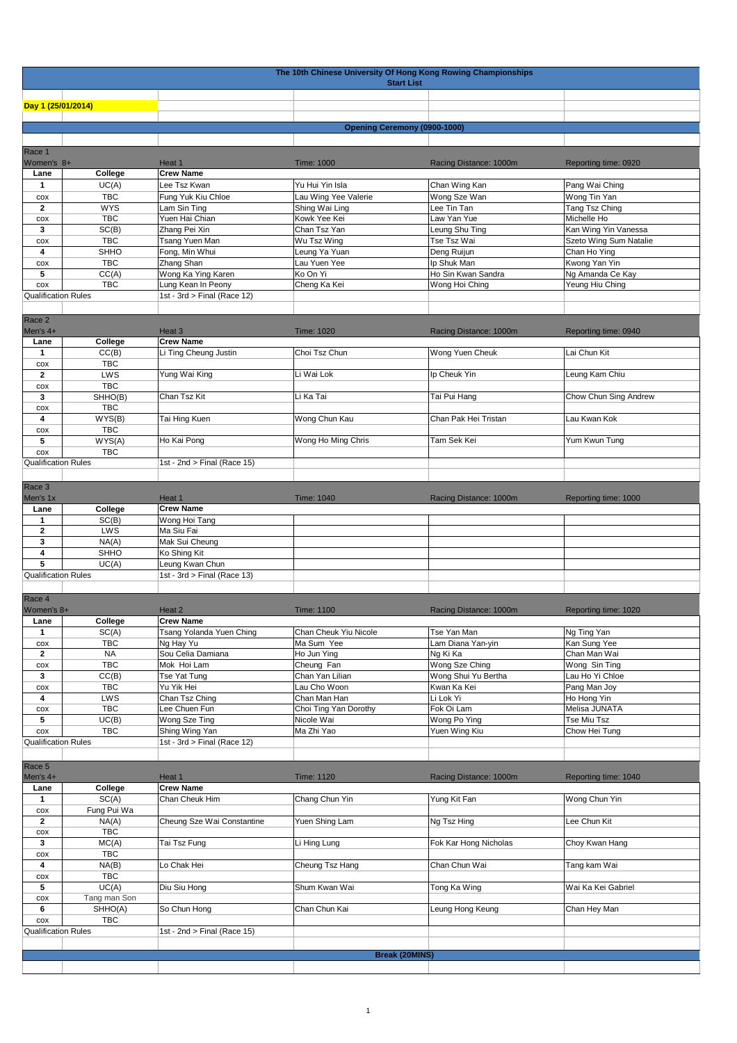# The 10th Chinese University Of Hong Kong Rowing Championships

## Start List

**Day 1 (25/01/2014)**

**Opening Ceremony (0900-1000)**

### Race 1

| Women's 8+ | | Heat 1 | Time: 1000 | Racing Distance: 1000m | Reporting time: 0920 |
|---|---|---|---|---|---|
| **Lane** | **College** | **Crew Name** | | | |
| 1 | UC(A) | Lee Tsz Kwan | Yu Hui Yin Isla | Chan Wing Kan | Pang Wai Ching |
| cox | TBC | Fung Yuk Kiu Chloe | Lau Wing Yee Valerie | Wong Sze Wan | Wong Tin Yan |
| 2 | WYS | Lam Sin Ting | Shing Wai Ling | Lee Tin Tan | Tang Tsz Ching |
| cox | TBC | Yuen Hai Chian | Kowk Yee Kei | Law Yan Yue | Michelle Ho |
| 3 | SC(B) | Zhang Pei Xin | Chan Tsz Yan | Leung Shu Ting | Kan Wing Yin Vanessa |
| cox | TBC | Tsang Yuen Man | Wu Tsz Wing | Tse Tsz Wai | Szeto Wing Sum Natalie |
| 4 | SHHO | Fong, Min Whui | Leung Ya Yuan | Deng Ruijun | Chan Ho Ying |
| cox | TBC | Zhang Shan | Lau Yuen Yee | Ip Shuk Man | Kwong Yan Yin |
| 5 | CC(A) | Wong Ka Ying Karen | Ko On Yi | Ho Sin Kwan Sandra | Ng Amanda Ce Kay |
| cox | TBC | Lung Kean In Peony | Cheng Ka Kei | Wong Hoi Ching | Yeung Hiu Ching |
| Qualification Rules | | 1st - 3rd > Final (Race 12) | | | |

### Race 2

| Men's 4+ | | Heat 3 | Time: 1020 | Racing Distance: 1000m | Reporting time: 0940 |
|---|---|---|---|---|---|
| **Lane** | **College** | **Crew Name** | | | |
| 1 | CC(B) | Li Ting Cheung Justin | Choi Tsz Chun | Wong Yuen Cheuk | Lai Chun Kit |
| cox | TBC | | | | |
| 2 | LWS | Yung Wai King | Li Wai Lok | Ip Cheuk Yin | Leung Kam Chiu |
| cox | TBC | | | | |
| 3 | SHHO(B) | Chan Tsz Kit | Li Ka Tai | Tai Pui Hang | Chow Chun Sing Andrew |
| cox | TBC | | | | |
| 4 | WYS(B) | Tai Hing Kuen | Wong Chun Kau | Chan Pak Hei Tristan | Lau Kwan Kok |
| cox | TBC | | | | |
| 5 | WYS(A) | Ho Kai Pong | Wong Ho Ming Chris | Tam Sek Kei | Yum Kwun Tung |
| cox | TBC | | | | |
| Qualification Rules | | 1st - 2nd > Final (Race 15) | | | |

### Race 3

| Men's 1x | | Heat 1 | Time: 1040 | Racing Distance: 1000m | Reporting time: 1000 |
|---|---|---|---|---|---|
| **Lane** | **College** | **Crew Name** | | | |
| 1 | SC(B) | Wong Hoi Tang | | | |
| 2 | LWS | Ma Siu Fai | | | |
| 3 | NA(A) | Mak Sui Cheung | | | |
| 4 | SHHO | Ko Shing Kit | | | |
| 5 | UC(A) | Leung Kwan Chun | | | |
| Qualification Rules | | 1st - 3rd > Final (Race 13) | | | |

### Race 4

| Women's 8+ | | Heat 2 | Time: 1100 | Racing Distance: 1000m | Reporting time: 1020 |
|---|---|---|---|---|---|
| **Lane** | **College** | **Crew Name** | | | |
| 1 | SC(A) | Tsang Yolanda Yuen Ching | Chan Cheuk Yiu Nicole | Tse Yan Man | Ng Ting Yan |
| cox | TBC | Ng Hay Yu | Ma Sum Yee | Lam Diana Yan-yin | Kan Sung Yee |
| 2 | NA | Sou Celia Damiana | Ho Jun Ying | Ng Ki Ka | Chan Man Wai |
| cox | TBC | Mok Hoi Lam | Cheung Fan | Wong Sze Ching | Wong Sin Ting |
| 3 | CC(B) | Tse Yat Tung | Chan Yan Lilian | Wong Shui Yu Bertha | Lau Ho Yi Chloe |
| cox | TBC | Yu Yik Hei | Lau Cho Woon | Kwan Ka Kei | Pang Man Joy |
| 4 | LWS | Chan Tsz Ching | Chan Man Han | Li Lok Yi | Ho Hong Yin |
| cox | TBC | Lee Chuen Fun | Choi Ting Yan Dorothy | Fok Oi Lam | Melisa JUNATA |
| 5 | UC(B) | Wong Sze Ting | Nicole Wai | Wong Po Ying | Tse Miu Tsz |
| cox | TBC | Shing Wing Yan | Ma Zhi Yao | Yuen Wing Kiu | Chow Hei Tung |
| Qualification Rules | | 1st - 3rd > Final (Race 12) | | | |

### Race 5

| Men's 4+ | | Heat 1 | Time: 1120 | Racing Distance: 1000m | Reporting time: 1040 |
|---|---|---|---|---|---|
| **Lane** | **College** | **Crew Name** | | | |
| 1 | SC(A) | Chan Cheuk Him | Chang Chun Yin | Yung Kit Fan | Wong Chun Yin |
| cox | Fung Pui Wa | | | | |
| 2 | NA(A) | Cheung Sze Wai Constantine | Yuen Shing Lam | Ng Tsz Hing | Lee Chun Kit |
| cox | TBC | | | | |
| 3 | MC(A) | Tai Tsz Fung | Li Hing Lung | Fok Kar Hong Nicholas | Choy Kwan Hang |
| cox | TBC | | | | |
| 4 | NA(B) | Lo Chak Hei | Cheung Tsz Hang | Chan Chun Wai | Tang kam Wai |
| cox | TBC | | | | |
| 5 | UC(A) | Diu Siu Hong | Shum Kwan Wai | Tong Ka Wing | Wai Ka Kei Gabriel |
| cox | Tang man Son | | | | |
| 6 | SHHO(A) | So Chun Hong | Chan Chun Kai | Leung Hong Keung | Chan Hey Man |
| cox | TBC | | | | |
| Qualification Rules | | 1st - 2nd > Final (Race 15) | | | |

**Break (20MINS)**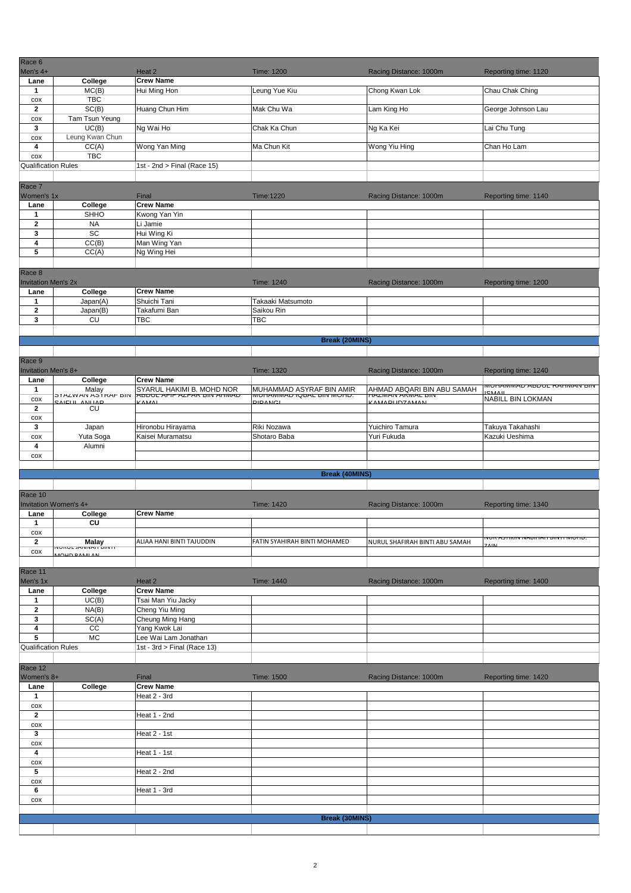| Race 6 | | | | | |
|---|---|---|---|---|---|
| Men's 4+ | | Heat 2 | Time: 1200 | Racing Distance: 1000m | Reporting time: 1120 |
| Lane | College | Crew Name | | | |
| 1 | MC(B) | Hui Ming Hon | Leung Yue Kiu | Chong Kwan Lok | Chau Chak Ching |
| cox | TBC | | | | |
| 2 | SC(B) | Huang Chun Him | Mak Chu Wa | Lam King Ho | George Johnson Lau |
| cox | Tam Tsun Yeung | | | | |
| 3 | UC(B) | Ng Wai Ho | Chak Ka Chun | Ng Ka Kei | Lai Chu Tung |
| cox | Leung Kwan Chun | | | | |
| 4 | CC(A) | Wong Yan Ming | Ma Chun Kit | Wong Yiu Hing | Chan Ho Lam |
| cox | TBC | | | | |
| Qualification Rules | | 1st - 2nd > Final (Race 15) | | | |

| Race 7 | | | | | |
|---|---|---|---|---|---|
| Women's 1x | | Final | Time:1220 | Racing Distance: 1000m | Reporting time: 1140 |
| Lane | College | Crew Name | | | |
| 1 | SHHO | Kwong Yan Yin | | | |
| 2 | NA | Li Jamie | | | |
| 3 | SC | Hui Wing Ki | | | |
| 4 | CC(B) | Man Wing Yan | | | |
| 5 | CC(A) | Ng Wing Hei | | | |

| Race 8 | | | | | |
|---|---|---|---|---|---|
| Invitation Men's 2x | | | Time: 1240 | Racing Distance: 1000m | Reporting time: 1200 |
| Lane | College | Crew Name | | | |
| 1 | Japan(A) | Shuichi Tani | Takaaki Matsumoto | | |
| 2 | Japan(B) | Takafumi Ban | Saikou Rin | | |
| 3 | CU | TBC | TBC | | |

**Break (20MINS)**

| Race 9 | | | | | |
|---|---|---|---|---|---|
| Invitation Men's 8+ | | | Time: 1320 | Racing Distance: 1000m | Reporting time: 1240 |
| Lane | College | Crew Name | | | |
| 1 | Malay | SYARUL HAKIMI B. MOHD NOR | MUHAMMAD ASYRAF BIN AMIR | AHMAD ABQARI BIN ABU SAMAH | MUHAMMAD ABDUL RAHMAN BIN ISMAIL |
| cox | SYAZWAN ASYRAF BIN SAIFUL ANUAR | ABDUL AFIF AZFAR BIN AHMAD KAMAL | MUHAMMAD IQBAL BIN MOHD. RIPANGI | HAZMAN AKMAL BIN KAMARUDZAMAN | NABILL BIN LOKMAN |
| 2 | CU | | | | |
| cox | | | | | |
| 3 | Japan | Hironobu Hirayama | Riki Nozawa | Yuichiro Tamura | Takuya Takahashi |
| cox | Yuta Soga | Kaisei Muramatsu | Shotaro Baba | Yuri Fukuda | Kazuki Ueshima |
| 4 | Alumni | | | | |
| cox | | | | | |

**Break (40MINS)**

| Race 10 | | | | | |
|---|---|---|---|---|---|
| Invitation Women's 4+ | | | Time: 1420 | Racing Distance: 1000m | Reporting time: 1340 |
| Lane | College | Crew Name | | | |
| 1 | CU | | | | |
| cox | | | | | |
| 2 | Malay | ALIAA HANI BINTI TAJUDDIN | FATIN SYAHIRAH BINTI MOHAMED | NURUL SHAFIRAH BINTI ABU SAMAH | NUR ASHIKIN NABIHAH BINTI MOHD. ZAIN |
| cox | NURUL JANNAH BINTI MOHD RAMLAN | | | | |

| Race 11 | | | | | |
|---|---|---|---|---|---|
| Men's 1x | | Heat 2 | Time: 1440 | Racing Distance: 1000m | Reporting time: 1400 |
| Lane | College | Crew Name | | | |
| 1 | UC(B) | Tsai Man Yiu Jacky | | | |
| 2 | NA(B) | Cheng Yiu Ming | | | |
| 3 | SC(A) | Cheung Ming Hang | | | |
| 4 | CC | Yang Kwok Lai | | | |
| 5 | MC | Lee Wai Lam Jonathan | | | |
| Qualification Rules | | 1st - 3rd > Final (Race 13) | | | |

| Race 12 | | | | | |
|---|---|---|---|---|---|
| Women's 8+ | | Final | Time: 1500 | Racing Distance: 1000m | Reporting time: 1420 |
| Lane | College | Crew Name | | | |
| 1 | | Heat 2 - 3rd | | | |
| cox | | | | | |
| 2 | | Heat 1 - 2nd | | | |
| cox | | | | | |
| 3 | | Heat 2 - 1st | | | |
| cox | | | | | |
| 4 | | Heat 1 - 1st | | | |
| cox | | | | | |
| 5 | | Heat 2 - 2nd | | | |
| cox | | | | | |
| 6 | | Heat 1 - 3rd | | | |
| cox | | | | | |

**Break (30MINS)**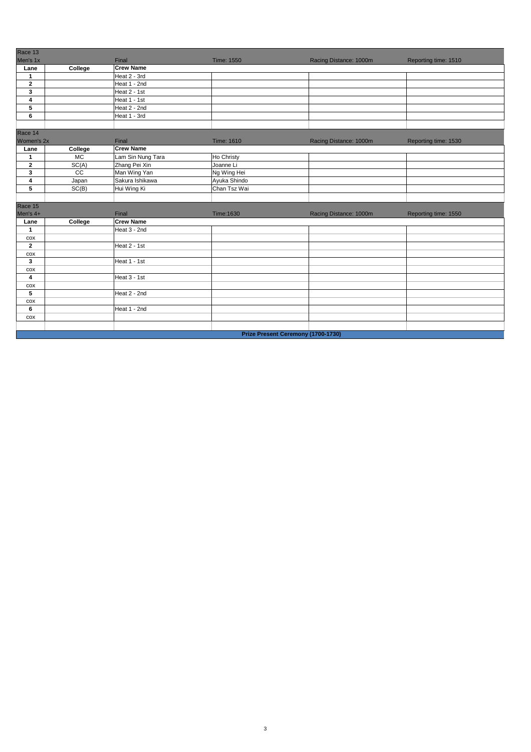| Race 13 | | | | | |
|---|---|---|---|---|---|
| Men's 1x | | Final | Time: 1550 | Racing Distance: 1000m | Reporting time: 1510 |
| **Lane** | **College** | **Crew Name** | | | |
| **1** | | Heat 2 - 3rd | | | |
| **2** | | Heat 1 - 2nd | | | |
| **3** | | Heat 2 - 1st | | | |
| **4** | | Heat 1 - 1st | | | |
| **5** | | Heat 2 - 2nd | | | |
| **6** | | Heat 1 - 3rd | | | |

| Race 14 | | | | | |
|---|---|---|---|---|---|
| Women's 2x | | Final | Time: 1610 | Racing Distance: 1000m | Reporting time: 1530 |
| **Lane** | **College** | **Crew Name** | | | |
| **1** | MC | Lam Sin Nung Tara | Ho Christy | | |
| **2** | SC(A) | Zhang Pei Xin | Joanne Li | | |
| **3** | CC | Man Wing Yan | Ng Wing Hei | | |
| **4** | Japan | Sakura Ishikawa | Ayuka Shindo | | |
| **5** | SC(B) | Hui Wing Ki | Chan Tsz Wai | | |

| Race 15 | | | | | |
|---|---|---|---|---|---|
| Men's 4+ | | Final | Time:1630 | Racing Distance: 1000m | Reporting time: 1550 |
| **Lane** | **College** | **Crew Name** | | | |
| **1** | | Heat 3 - 2nd | | | |
| cox | | | | | |
| **2** | | Heat 2 - 1st | | | |
| cox | | | | | |
| **3** | | Heat 1 - 1st | | | |
| cox | | | | | |
| **4** | | Heat 3 - 1st | | | |
| cox | | | | | |
| **5** | | Heat 2 - 2nd | | | |
| cox | | | | | |
| **6** | | Heat 1 - 2nd | | | |
| cox | | | | | |

**Prize Present Ceremony (1700-1730)**